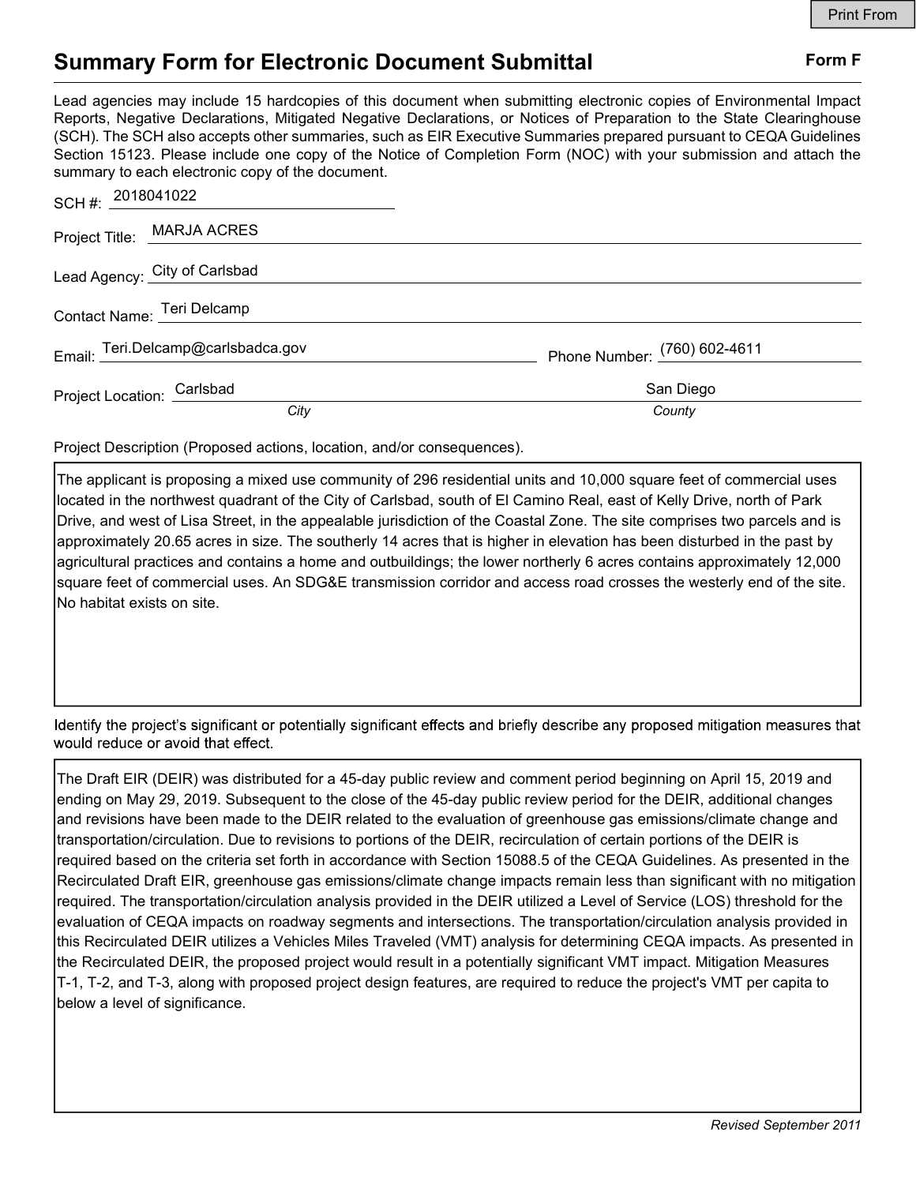Print From

# Summary Form for Electronic Document Submittal

**Form F**

Lead agencies may include 15 hardcopies of this document when submitting electronic copies of Environmental Impact Reports, Negative Declarations, Mitigated Negative Declarations, or Notices of Preparation to the State Clearinghouse (SCH). The SCH also accepts other summaries, such as EIR Executive Summaries prepared pursuant to CEQA Guidelines Section 15123. Please include one copy of the Notice of Completion Form (NOC) with your submission and attach the summary to each electronic copy of the document.

SCH #: 2018041022

Project Title: MARJA ACRES

Lead Agency: City of Carlsbad

Contact Name: Teri Delcamp

Email: Teri.Delcamp@carlsbadca.gov

Phone Number: (760) 602-4611

Project Location: Carlsbad (*City*) San Diego (*County*)

Project Description (Proposed actions, location, and/or consequences).

The applicant is proposing a mixed use community of 296 residential units and 10,000 square feet of commercial uses located in the northwest quadrant of the City of Carlsbad, south of El Camino Real, east of Kelly Drive, north of Park Drive, and west of Lisa Street, in the appealable jurisdiction of the Coastal Zone. The site comprises two parcels and is approximately 20.65 acres in size. The southerly 14 acres that is higher in elevation has been disturbed in the past by agricultural practices and contains a home and outbuildings; the lower northerly 6 acres contains approximately 12,000 square feet of commercial uses. An SDG&E transmission corridor and access road crosses the westerly end of the site. No habitat exists on site.

Identify the project's significant or potentially significant effects and briefly describe any proposed mitigation measures that would reduce or avoid that effect.

The Draft EIR (DEIR) was distributed for a 45-day public review and comment period beginning on April 15, 2019 and ending on May 29, 2019. Subsequent to the close of the 45-day public review period for the DEIR, additional changes and revisions have been made to the DEIR related to the evaluation of greenhouse gas emissions/climate change and transportation/circulation. Due to revisions to portions of the DEIR, recirculation of certain portions of the DEIR is required based on the criteria set forth in accordance with Section 15088.5 of the CEQA Guidelines. As presented in the Recirculated Draft EIR, greenhouse gas emissions/climate change impacts remain less than significant with no mitigation required. The transportation/circulation analysis provided in the DEIR utilized a Level of Service (LOS) threshold for the evaluation of CEQA impacts on roadway segments and intersections. The transportation/circulation analysis provided in this Recirculated DEIR utilizes a Vehicles Miles Traveled (VMT) analysis for determining CEQA impacts. As presented in the Recirculated DEIR, the proposed project would result in a potentially significant VMT impact. Mitigation Measures T-1, T-2, and T-3, along with proposed project design features, are required to reduce the project's VMT per capita to below a level of significance.

*Revised September 2011*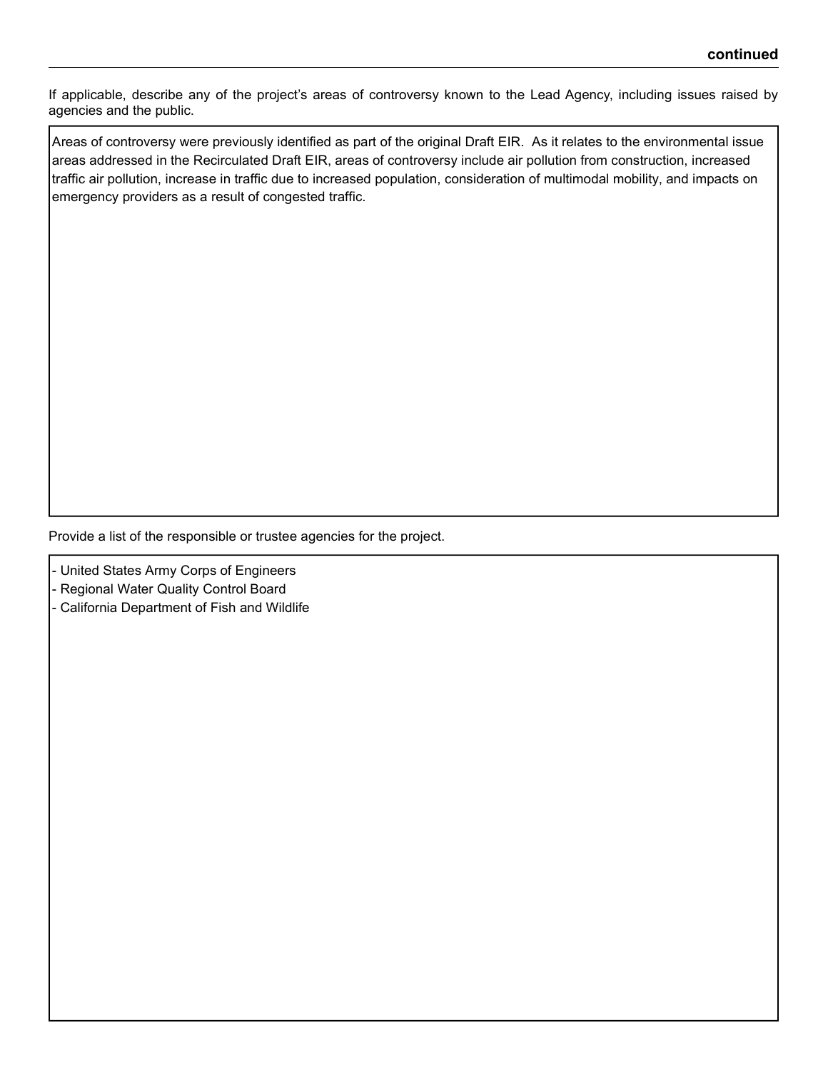**continued**

If applicable, describe any of the project's areas of controversy known to the Lead Agency, including issues raised by agencies and the public.

Areas of controversy were previously identified as part of the original Draft EIR. As it relates to the environmental issue areas addressed in the Recirculated Draft EIR, areas of controversy include air pollution from construction, increased traffic air pollution, increase in traffic due to increased population, consideration of multimodal mobility, and impacts on emergency providers as a result of congested traffic.

Provide a list of the responsible or trustee agencies for the project.

- United States Army Corps of Engineers
- Regional Water Quality Control Board
- California Department of Fish and Wildlife